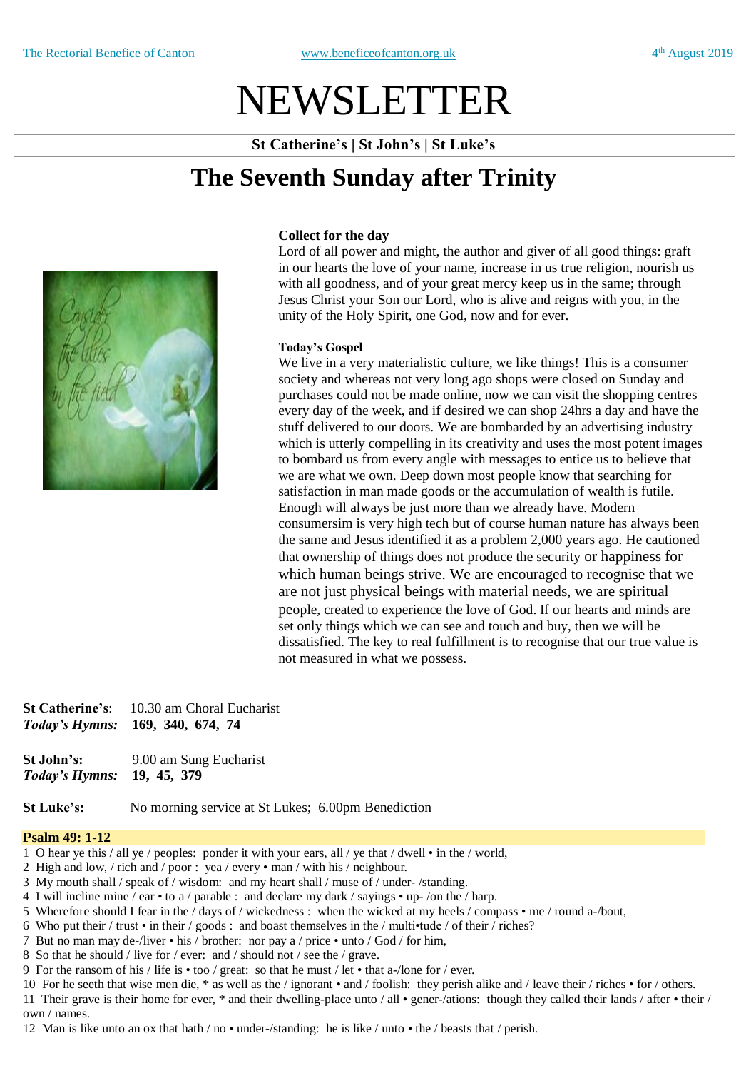# NEWSLETTER

**St Catherine's | St John's | St Luke's**

## The Seventh Sunday after Trinity

**Collect for the day**

Lord of all power and might, the author and giver of all good things: graft in our hearts the love of your name, increase in us true religion, nourish us with all goodness, and of your great mercy keep us in the same; through Jesus Christ your Son our Lord, who is alive and reigns with you, in the unity of the Holy Spirit, one God, now and for ever.

**Today's Gospel**

We live in a very materialistic culture, we like things! This is a consumer society and whereas not very long ago shops were closed on Sunday and purchases could not be made online, now we can visit the shopping centres every day of the week, and if desired we can shop 24hrs a day and have the stuff delivered to our doors. We are bombarded by an advertising industry which is utterly compelling in its creativity and uses the most potent images to bombard us from every angle with messages to entice us to believe that we are what we own. Deep down most people know that searching for satisfaction in man made goods or the accumulation of wealth is futile. Enough will always be just more than we already have. Modern consumersim is very high tech but of course human nature has always been the same and Jesus identified it as a problem 2,000 years ago. He cautioned that ownership of things does not produce the security or happiness for which human beings strive. We are encouraged to recognise that we are not just physical beings with material needs, we are spiritual people, created to experience the love of God. If our hearts and minds are set only things which we can see and touch and buy, then we will be dissatisfied. The key to real fulfillment is to recognise that our true value is not measured in what we possess.

**St Catherine's**: 10.30 am Choral Eucharist
***Today's Hymns:*** **169, 340, 674, 74**

**St John's:** 9.00 am Sung Eucharist
***Today's Hymns:*** **19, 45, 379**

**St Luke's:** No morning service at St Lukes; 6.00pm Benediction

**Psalm 49: 1-12**

1 O hear ye this / all ye / peoples: ponder it with your ears, all / ye that / dwell • in the / world,
2 High and low, / rich and / poor : yea / every • man / with his / neighbour.
3 My mouth shall / speak of / wisdom: and my heart shall / muse of / under- /standing.
4 I will incline mine / ear • to a / parable : and declare my dark / sayings • up- /on the / harp.
5 Wherefore should I fear in the / days of / wickedness : when the wicked at my heels / compass • me / round a-/bout,
6 Who put their / trust • in their / goods : and boast themselves in the / multi•tude / of their / riches?
7 But no man may de-/liver • his / brother: nor pay a / price • unto / God / for him,
8 So that he should / live for / ever: and / should not / see the / grave.
9 For the ransom of his / life is • too / great: so that he must / let • that a-/lone for / ever.
10 For he seeth that wise men die, * as well as the / ignorant • and / foolish: they perish alike and / leave their / riches • for / others.
11 Their grave is their home for ever, * and their dwelling-place unto / all • gener-/ations: though they called their lands / after • their / own / names.
12 Man is like unto an ox that hath / no • under-/standing: he is like / unto • the / beasts that / perish.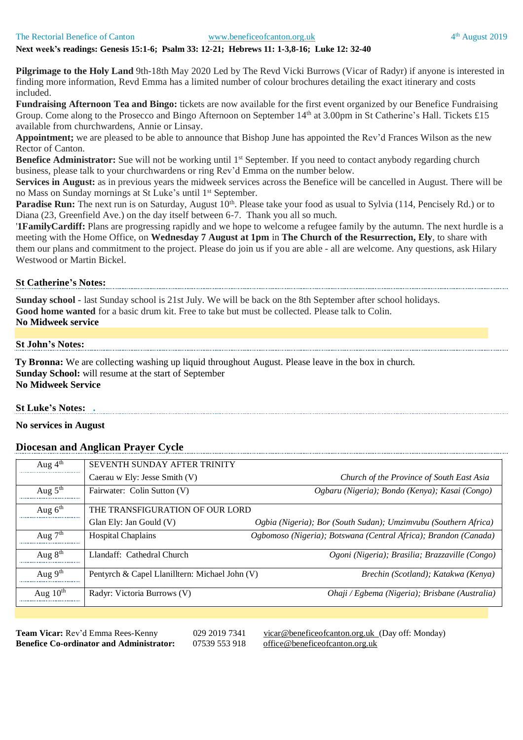**Next week's readings: Genesis 15:1-6; Psalm 33: 12-21; Hebrews 11: 1-3,8-16; Luke 12: 32-40**

**Pilgrimage to the Holy Land** 9th-18th May 2020 Led by The Revd Vicki Burrows (Vicar of Radyr) if anyone is interested in finding more information, Revd Emma has a limited number of colour brochures detailing the exact itinerary and costs included.

**Fundraising Afternoon Tea and Bingo:** tickets are now available for the first event organized by our Benefice Fundraising Group. Come along to the Prosecco and Bingo Afternoon on September 14th at 3.00pm in St Catherine's Hall. Tickets £15 available from churchwardens, Annie or Linsay.

**Appointment;** we are pleased to be able to announce that Bishop June has appointed the Rev'd Frances Wilson as the new Rector of Canton.

**Benefice Administrator:** Sue will not be working until 1st September. If you need to contact anybody regarding church business, please talk to your churchwardens or ring Rev'd Emma on the number below.

**Services in August:** as in previous years the midweek services across the Benefice will be cancelled in August. There will be no Mass on Sunday mornings at St Luke's until 1st September.

**Paradise Run:** The next run is on Saturday, August 10th. Please take your food as usual to Sylvia (114, Pencisely Rd.) or to Diana (23, Greenfield Ave.) on the day itself between 6-7. Thank you all so much.

'**1FamilyCardiff:** Plans are progressing rapidly and we hope to welcome a refugee family by the autumn. The next hurdle is a meeting with the Home Office, on **Wednesday 7 August at 1pm** in **The Church of the Resurrection, Ely**, to share with them our plans and commitment to the project. Please do join us if you are able - all are welcome. Any questions, ask Hilary Westwood or Martin Bickel.

## St Catherine's Notes:

**Sunday school -** last Sunday school is 21st July. We will be back on the 8th September after school holidays.
**Good home wanted** for a basic drum kit. Free to take but must be collected. Please talk to Colin.
**No Midweek service**

## St John's Notes:

**Ty Bronna:** We are collecting washing up liquid throughout August. Please leave in the box in church.
**Sunday School:** will resume at the start of September
**No Midweek Service**

## St Luke's Notes:

**No services in August**

## Diocesan and Anglican Prayer Cycle

| | | |
|---|---|---|
| Aug 4th | SEVENTH SUNDAY AFTER TRINITY<br>Caerau w Ely: Jesse Smith (V) | *Church of the Province of South East Asia* |
| Aug 5th | Fairwater: Colin Sutton (V) | *Ogbaru (Nigeria); Bondo (Kenya); Kasai (Congo)* |
| Aug 6th | THE TRANSFIGURATION OF OUR LORD<br>Glan Ely: Jan Gould (V) | *Ogbia (Nigeria); Bor (South Sudan); Umzimvubu (Southern Africa)* |
| Aug 7th | Hospital Chaplains | *Ogbomoso (Nigeria); Botswana (Central Africa); Brandon (Canada)* |
| Aug 8th | Llandaff: Cathedral Church | *Ogoni (Nigeria); Brasilia; Brazzaville (Congo)* |
| Aug 9th | Pentyrch & Capel Llanillltern: Michael John (V) | *Brechin (Scotland); Katakwa (Kenya)* |
| Aug 10th | Radyr: Victoria Burrows (V) | *Ohaji / Egbema (Nigeria); Brisbane (Australia)* |

**Team Vicar:** Rev'd Emma Rees-Kenny 029 2019 7341 vicar@beneficeofcanton.org.uk (Day off: Monday)
**Benefice Co-ordinator and Administrator:** 07539 553 918 office@beneficeofcanton.org.uk